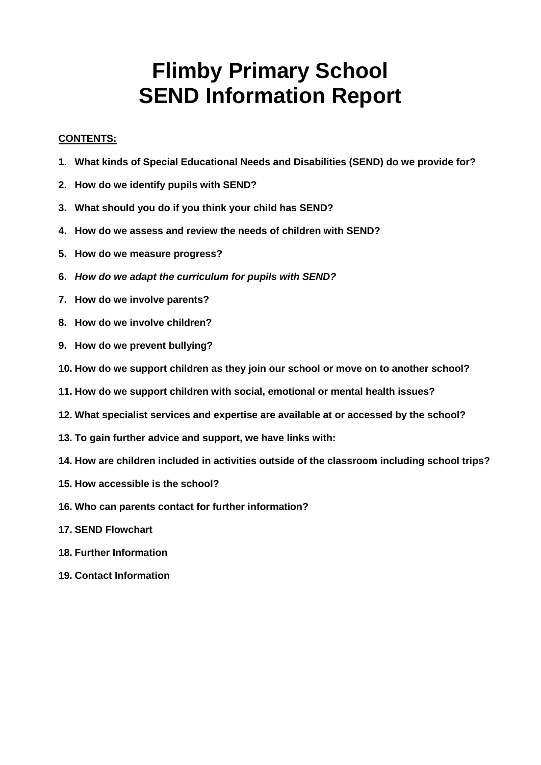# Flimby Primary School
# SEND Information Report

**CONTENTS:**

1. **What kinds of Special Educational Needs and Disabilities (SEND) do we provide for?**
2. **How do we identify pupils with SEND?**
3. **What should you do if you think your child has SEND?**
4. **How do we assess and review the needs of children with SEND?**
5. **How do we measure progress?**
6. ***How do we adapt the curriculum for pupils with SEND?***
7. **How do we involve parents?**
8. **How do we involve children?**
9. **How do we prevent bullying?**
10. **How do we support children as they join our school or move on to another school?**
11. **How do we support children with social, emotional or mental health issues?**
12. **What specialist services and expertise are available at or accessed by the school?**
13. **To gain further advice and support, we have links with:**
14. **How are children included in activities outside of the classroom including school trips?**
15. **How accessible is the school?**
16. **Who can parents contact for further information?**
17. **SEND Flowchart**
18. **Further Information**
19. **Contact Information**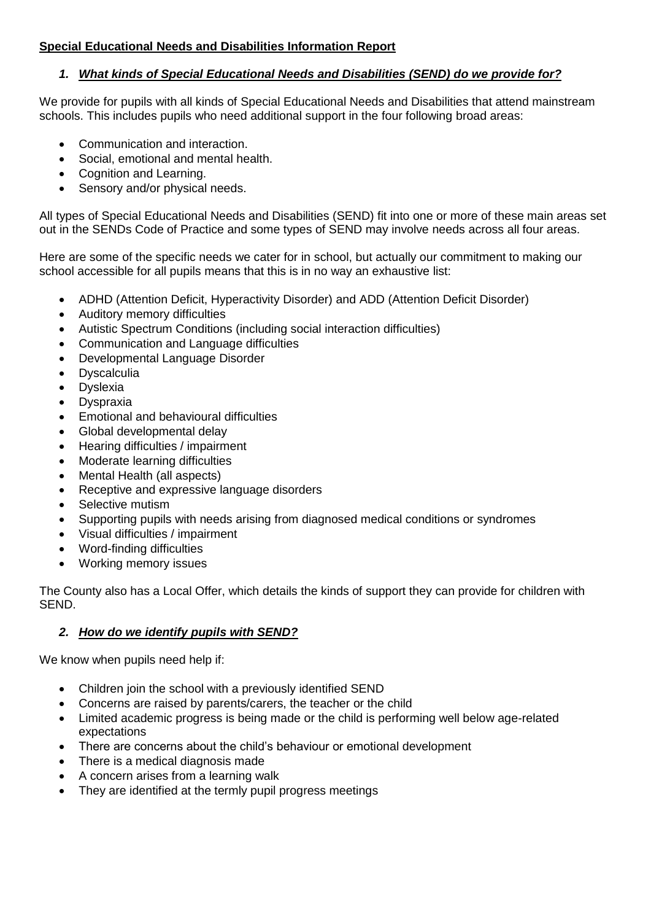**Special Educational Needs and Disabilities Information Report**

### 1. ***What kinds of Special Educational Needs and Disabilities (SEND) do we provide for?***

We provide for pupils with all kinds of Special Educational Needs and Disabilities that attend mainstream schools. This includes pupils who need additional support in the four following broad areas:

- Communication and interaction.
- Social, emotional and mental health.
- Cognition and Learning.
- Sensory and/or physical needs.

All types of Special Educational Needs and Disabilities (SEND) fit into one or more of these main areas set out in the SENDs Code of Practice and some types of SEND may involve needs across all four areas.

Here are some of the specific needs we cater for in school, but actually our commitment to making our school accessible for all pupils means that this is in no way an exhaustive list:

- ADHD (Attention Deficit, Hyperactivity Disorder) and ADD (Attention Deficit Disorder)
- Auditory memory difficulties
- Autistic Spectrum Conditions (including social interaction difficulties)
- Communication and Language difficulties
- Developmental Language Disorder
- Dyscalculia
- Dyslexia
- Dyspraxia
- Emotional and behavioural difficulties
- Global developmental delay
- Hearing difficulties / impairment
- Moderate learning difficulties
- Mental Health (all aspects)
- Receptive and expressive language disorders
- Selective mutism
- Supporting pupils with needs arising from diagnosed medical conditions or syndromes
- Visual difficulties / impairment
- Word-finding difficulties
- Working memory issues

The County also has a Local Offer, which details the kinds of support they can provide for children with SEND.

### 2. ***How do we identify pupils with SEND?***

We know when pupils need help if:

- Children join the school with a previously identified SEND
- Concerns are raised by parents/carers, the teacher or the child
- Limited academic progress is being made or the child is performing well below age-related expectations
- There are concerns about the child's behaviour or emotional development
- There is a medical diagnosis made
- A concern arises from a learning walk
- They are identified at the termly pupil progress meetings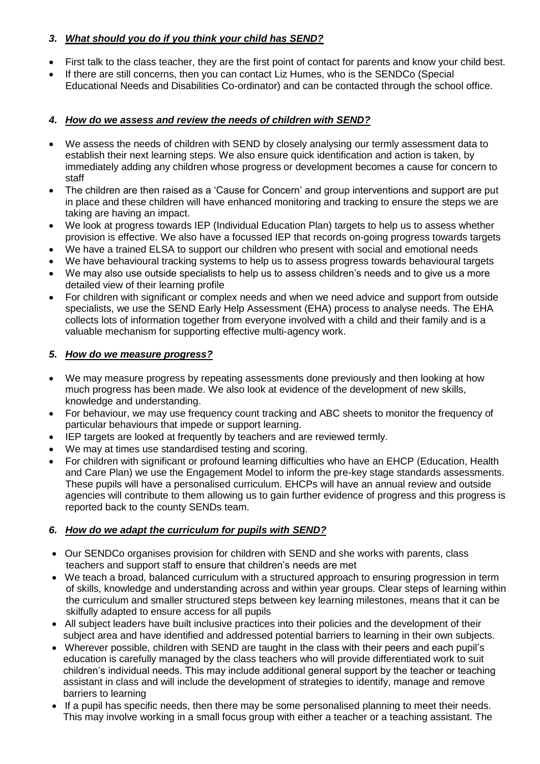### 3. ***What should you do if you think your child has SEND?***

- First talk to the class teacher, they are the first point of contact for parents and know your child best.
- If there are still concerns, then you can contact Liz Humes, who is the SENDCo (Special Educational Needs and Disabilities Co-ordinator) and can be contacted through the school office.

### 4. ***How do we assess and review the needs of children with SEND?***

- We assess the needs of children with SEND by closely analysing our termly assessment data to establish their next learning steps. We also ensure quick identification and action is taken, by immediately adding any children whose progress or development becomes a cause for concern to staff
- The children are then raised as a 'Cause for Concern' and group interventions and support are put in place and these children will have enhanced monitoring and tracking to ensure the steps we are taking are having an impact.
- We look at progress towards IEP (Individual Education Plan) targets to help us to assess whether provision is effective. We also have a focussed IEP that records on-going progress towards targets
- We have a trained ELSA to support our children who present with social and emotional needs
- We have behavioural tracking systems to help us to assess progress towards behavioural targets
- We may also use outside specialists to help us to assess children's needs and to give us a more detailed view of their learning profile
- For children with significant or complex needs and when we need advice and support from outside specialists, we use the SEND Early Help Assessment (EHA) process to analyse needs. The EHA collects lots of information together from everyone involved with a child and their family and is a valuable mechanism for supporting effective multi-agency work.

### 5. ***How do we measure progress?***

- We may measure progress by repeating assessments done previously and then looking at how much progress has been made. We also look at evidence of the development of new skills, knowledge and understanding.
- For behaviour, we may use frequency count tracking and ABC sheets to monitor the frequency of particular behaviours that impede or support learning.
- IEP targets are looked at frequently by teachers and are reviewed termly.
- We may at times use standardised testing and scoring.
- For children with significant or profound learning difficulties who have an EHCP (Education, Health and Care Plan) we use the Engagement Model to inform the pre-key stage standards assessments. These pupils will have a personalised curriculum. EHCPs will have an annual review and outside agencies will contribute to them allowing us to gain further evidence of progress and this progress is reported back to the county SENDs team.

### 6. ***How do we adapt the curriculum for pupils with SEND?***

- Our SENDCo organises provision for children with SEND and she works with parents, class teachers and support staff to ensure that children's needs are met
- We teach a broad, balanced curriculum with a structured approach to ensuring progression in term of skills, knowledge and understanding across and within year groups. Clear steps of learning within the curriculum and smaller structured steps between key learning milestones, means that it can be skilfully adapted to ensure access for all pupils
- All subject leaders have built inclusive practices into their policies and the development of their subject area and have identified and addressed potential barriers to learning in their own subjects.
- Wherever possible, children with SEND are taught in the class with their peers and each pupil's education is carefully managed by the class teachers who will provide differentiated work to suit children's individual needs. This may include additional general support by the teacher or teaching assistant in class and will include the development of strategies to identify, manage and remove barriers to learning
- If a pupil has specific needs, then there may be some personalised planning to meet their needs. This may involve working in a small focus group with either a teacher or a teaching assistant. The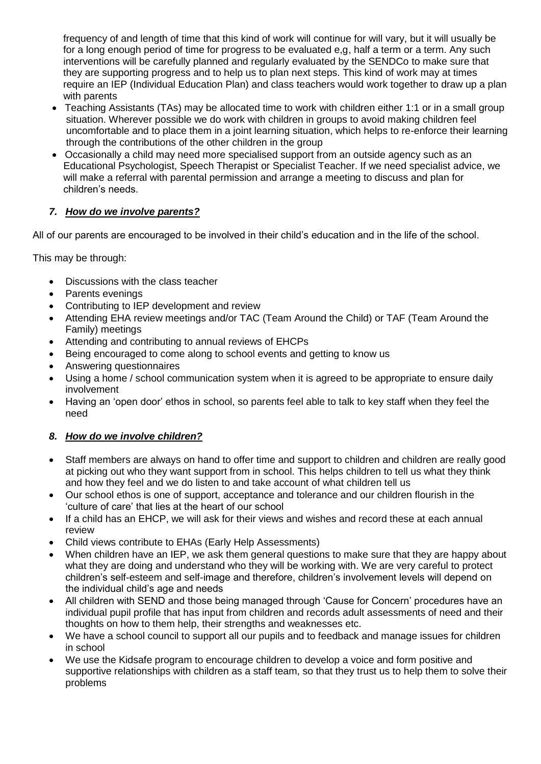frequency of and length of time that this kind of work will continue for will vary, but it will usually be for a long enough period of time for progress to be evaluated e,g, half a term or a term. Any such interventions will be carefully planned and regularly evaluated by the SENDCo to make sure that they are supporting progress and to help us to plan next steps. This kind of work may at times require an IEP (Individual Education Plan) and class teachers would work together to draw up a plan with parents

- Teaching Assistants (TAs) may be allocated time to work with children either 1:1 or in a small group situation. Wherever possible we do work with children in groups to avoid making children feel uncomfortable and to place them in a joint learning situation, which helps to re-enforce their learning through the contributions of the other children in the group
- Occasionally a child may need more specialised support from an outside agency such as an Educational Psychologist, Speech Therapist or Specialist Teacher. If we need specialist advice, we will make a referral with parental permission and arrange a meeting to discuss and plan for children's needs.

### *7. How do we involve parents?*

All of our parents are encouraged to be involved in their child's education and in the life of the school.

This may be through:

- Discussions with the class teacher
- Parents evenings
- Contributing to IEP development and review
- Attending EHA review meetings and/or TAC (Team Around the Child) or TAF (Team Around the Family) meetings
- Attending and contributing to annual reviews of EHCPs
- Being encouraged to come along to school events and getting to know us
- Answering questionnaires
- Using a home / school communication system when it is agreed to be appropriate to ensure daily involvement
- Having an 'open door' ethos in school, so parents feel able to talk to key staff when they feel the need

### *8. How do we involve children?*

- Staff members are always on hand to offer time and support to children and children are really good at picking out who they want support from in school. This helps children to tell us what they think and how they feel and we do listen to and take account of what children tell us
- Our school ethos is one of support, acceptance and tolerance and our children flourish in the 'culture of care' that lies at the heart of our school
- If a child has an EHCP, we will ask for their views and wishes and record these at each annual review
- Child views contribute to EHAs (Early Help Assessments)
- When children have an IEP, we ask them general questions to make sure that they are happy about what they are doing and understand who they will be working with. We are very careful to protect children's self-esteem and self-image and therefore, children's involvement levels will depend on the individual child's age and needs
- All children with SEND and those being managed through 'Cause for Concern' procedures have an individual pupil profile that has input from children and records adult assessments of need and their thoughts on how to them help, their strengths and weaknesses etc.
- We have a school council to support all our pupils and to feedback and manage issues for children in school
- We use the Kidsafe program to encourage children to develop a voice and form positive and supportive relationships with children as a staff team, so that they trust us to help them to solve their problems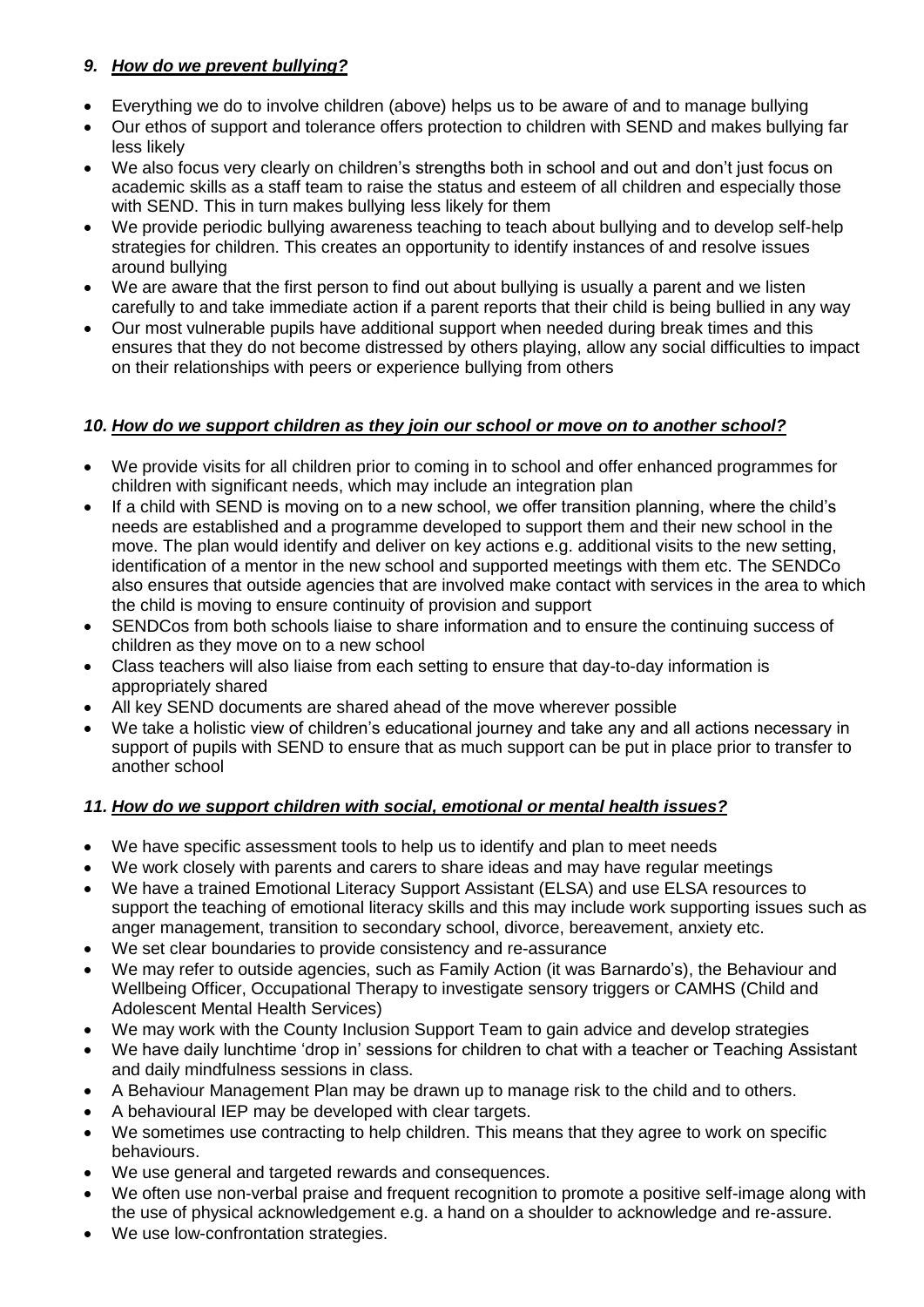### *9. How do we prevent bullying?*

- Everything we do to involve children (above) helps us to be aware of and to manage bullying
- Our ethos of support and tolerance offers protection to children with SEND and makes bullying far less likely
- We also focus very clearly on children's strengths both in school and out and don't just focus on academic skills as a staff team to raise the status and esteem of all children and especially those with SEND. This in turn makes bullying less likely for them
- We provide periodic bullying awareness teaching to teach about bullying and to develop self-help strategies for children. This creates an opportunity to identify instances of and resolve issues around bullying
- We are aware that the first person to find out about bullying is usually a parent and we listen carefully to and take immediate action if a parent reports that their child is being bullied in any way
- Our most vulnerable pupils have additional support when needed during break times and this ensures that they do not become distressed by others playing, allow any social difficulties to impact on their relationships with peers or experience bullying from others

### *10. How do we support children as they join our school or move on to another school?*

- We provide visits for all children prior to coming in to school and offer enhanced programmes for children with significant needs, which may include an integration plan
- If a child with SEND is moving on to a new school, we offer transition planning, where the child's needs are established and a programme developed to support them and their new school in the move. The plan would identify and deliver on key actions e.g. additional visits to the new setting, identification of a mentor in the new school and supported meetings with them etc. The SENDCo also ensures that outside agencies that are involved make contact with services in the area to which the child is moving to ensure continuity of provision and support
- SENDCos from both schools liaise to share information and to ensure the continuing success of children as they move on to a new school
- Class teachers will also liaise from each setting to ensure that day-to-day information is appropriately shared
- All key SEND documents are shared ahead of the move wherever possible
- We take a holistic view of children's educational journey and take any and all actions necessary in support of pupils with SEND to ensure that as much support can be put in place prior to transfer to another school

### *11. How do we support children with social, emotional or mental health issues?*

- We have specific assessment tools to help us to identify and plan to meet needs
- We work closely with parents and carers to share ideas and may have regular meetings
- We have a trained Emotional Literacy Support Assistant (ELSA) and use ELSA resources to support the teaching of emotional literacy skills and this may include work supporting issues such as anger management, transition to secondary school, divorce, bereavement, anxiety etc.
- We set clear boundaries to provide consistency and re-assurance
- We may refer to outside agencies, such as Family Action (it was Barnardo's), the Behaviour and Wellbeing Officer, Occupational Therapy to investigate sensory triggers or CAMHS (Child and Adolescent Mental Health Services)
- We may work with the County Inclusion Support Team to gain advice and develop strategies
- We have daily lunchtime 'drop in' sessions for children to chat with a teacher or Teaching Assistant and daily mindfulness sessions in class.
- A Behaviour Management Plan may be drawn up to manage risk to the child and to others.
- A behavioural IEP may be developed with clear targets.
- We sometimes use contracting to help children. This means that they agree to work on specific behaviours.
- We use general and targeted rewards and consequences.
- We often use non-verbal praise and frequent recognition to promote a positive self-image along with the use of physical acknowledgement e.g. a hand on a shoulder to acknowledge and re-assure.
- We use low-confrontation strategies.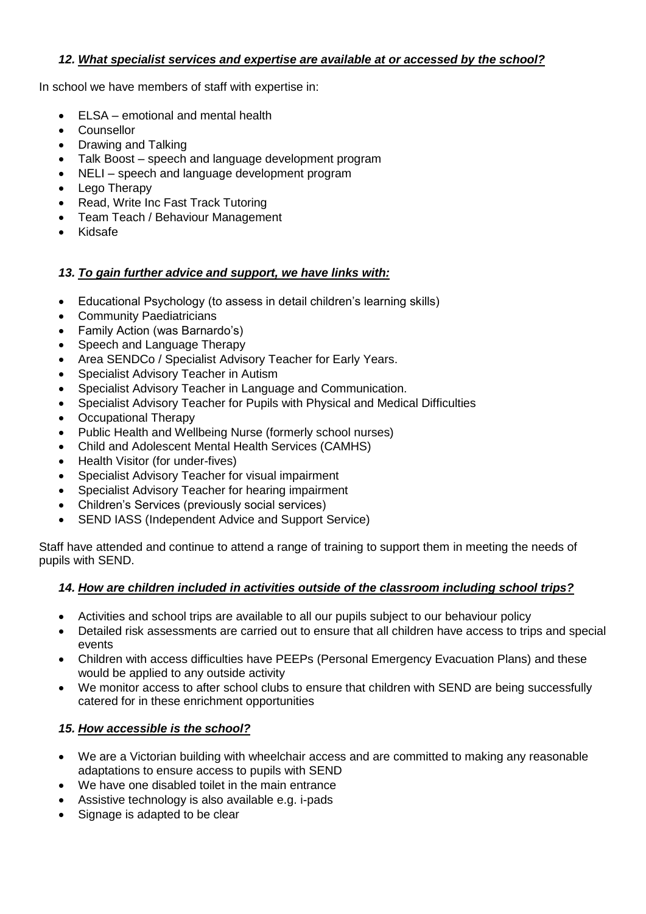### *12. <u>What specialist services and expertise are available at or accessed by the school?</u>*

In school we have members of staff with expertise in:

- ELSA – emotional and mental health
- Counsellor
- Drawing and Talking
- Talk Boost – speech and language development program
- NELI – speech and language development program
- Lego Therapy
- Read, Write Inc Fast Track Tutoring
- Team Teach / Behaviour Management
- Kidsafe

### *13. <u>To gain further advice and support, we have links with:</u>*

- Educational Psychology (to assess in detail children's learning skills)
- Community Paediatricians
- Family Action (was Barnardo's)
- Speech and Language Therapy
- Area SENDCo / Specialist Advisory Teacher for Early Years.
- Specialist Advisory Teacher in Autism
- Specialist Advisory Teacher in Language and Communication.
- Specialist Advisory Teacher for Pupils with Physical and Medical Difficulties
- Occupational Therapy
- Public Health and Wellbeing Nurse (formerly school nurses)
- Child and Adolescent Mental Health Services (CAMHS)
- Health Visitor (for under-fives)
- Specialist Advisory Teacher for visual impairment
- Specialist Advisory Teacher for hearing impairment
- Children's Services (previously social services)
- SEND IASS (Independent Advice and Support Service)

Staff have attended and continue to attend a range of training to support them in meeting the needs of pupils with SEND.

### *14. <u>How are children included in activities outside of the classroom including school trips?</u>*

- Activities and school trips are available to all our pupils subject to our behaviour policy
- Detailed risk assessments are carried out to ensure that all children have access to trips and special events
- Children with access difficulties have PEEPs (Personal Emergency Evacuation Plans) and these would be applied to any outside activity
- We monitor access to after school clubs to ensure that children with SEND are being successfully catered for in these enrichment opportunities

### *15. <u>How accessible is the school?</u>*

- We are a Victorian building with wheelchair access and are committed to making any reasonable adaptations to ensure access to pupils with SEND
- We have one disabled toilet in the main entrance
- Assistive technology is also available e.g. i-pads
- Signage is adapted to be clear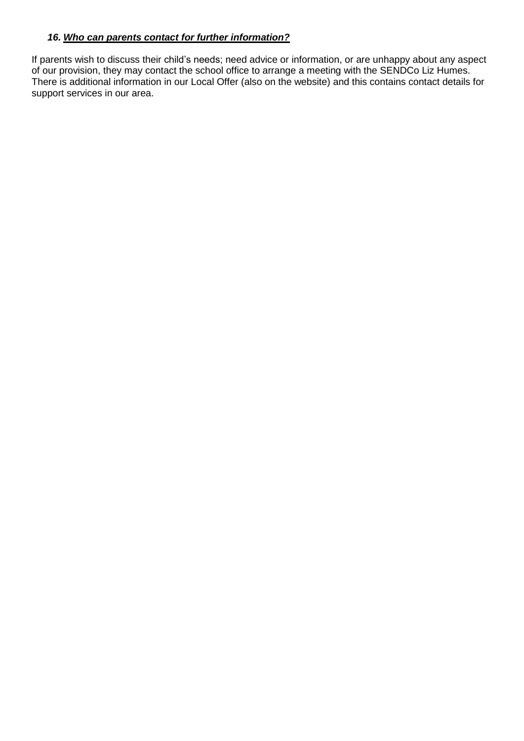### *16. **__Who can parents contact for further information?__***

If parents wish to discuss their child's needs; need advice or information, or are unhappy about any aspect of our provision, they may contact the school office to arrange a meeting with the SENDCo Liz Humes. There is additional information in our Local Offer (also on the website) and this contains contact details for support services in our area.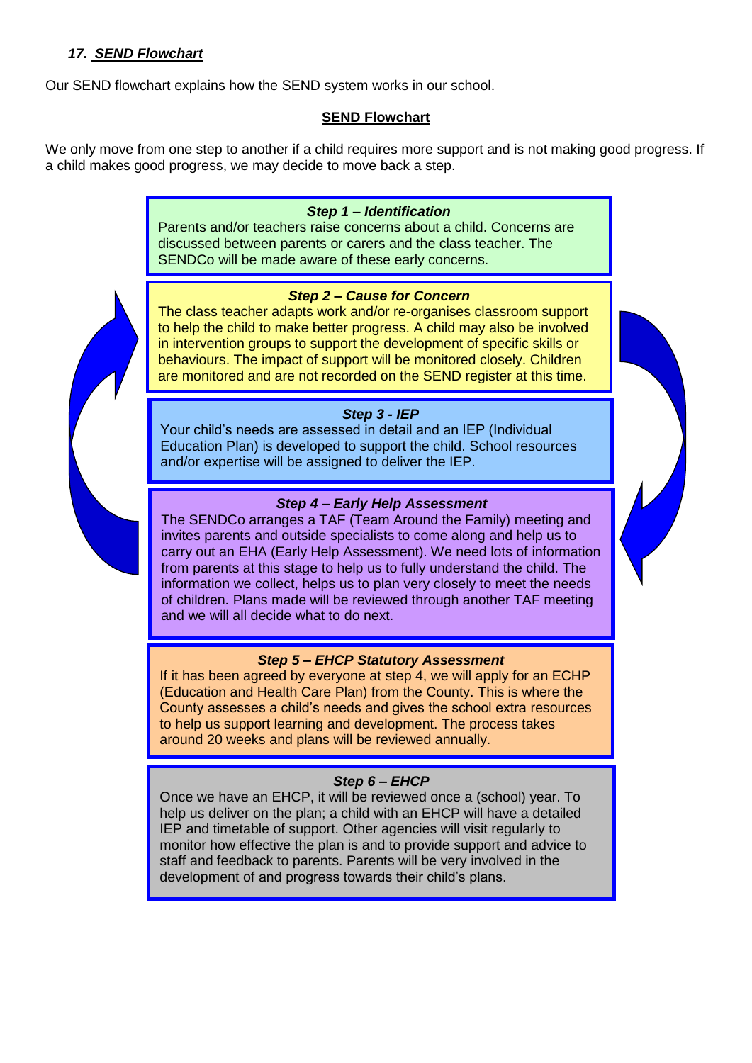### *17. SEND Flowchart*

Our SEND flowchart explains how the SEND system works in our school.

**SEND Flowchart**

We only move from one step to another if a child requires more support and is not making good progress. If a child makes good progress, we may decide to move back a step.

***Step 1 – Identification***

Parents and/or teachers raise concerns about a child. Concerns are discussed between parents or carers and the class teacher. The SENDCo will be made aware of these early concerns.

***Step 2 – Cause for Concern***

The class teacher adapts work and/or re-organises classroom support to help the child to make better progress. A child may also be involved in intervention groups to support the development of specific skills or behaviours. The impact of support will be monitored closely. Children are monitored and are not recorded on the SEND register at this time.

***Step 3 - IEP***

Your child's needs are assessed in detail and an IEP (Individual Education Plan) is developed to support the child. School resources and/or expertise will be assigned to deliver the IEP.

***Step 4 – Early Help Assessment***

The SENDCo arranges a TAF (Team Around the Family) meeting and invites parents and outside specialists to come along and help us to carry out an EHA (Early Help Assessment). We need lots of information from parents at this stage to help us to fully understand the child. The information we collect, helps us to plan very closely to meet the needs of children. Plans made will be reviewed through another TAF meeting and we will all decide what to do next.

***Step 5 – EHCP Statutory Assessment***

If it has been agreed by everyone at step 4, we will apply for an ECHP (Education and Health Care Plan) from the County. This is where the County assesses a child's needs and gives the school extra resources to help us support learning and development. The process takes around 20 weeks and plans will be reviewed annually.

***Step 6 – EHCP***

Once we have an EHCP, it will be reviewed once a (school) year. To help us deliver on the plan; a child with an EHCP will have a detailed IEP and timetable of support. Other agencies will visit regularly to monitor how effective the plan is and to provide support and advice to staff and feedback to parents. Parents will be very involved in the development of and progress towards their child's plans.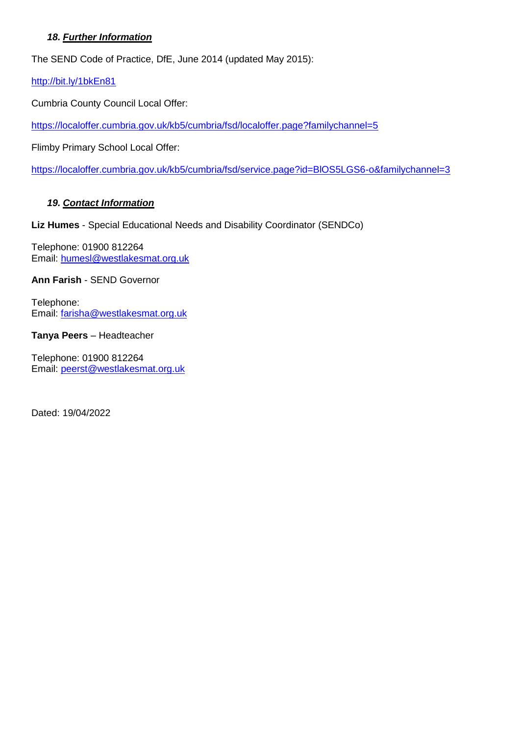### *18. Further Information*

The SEND Code of Practice, DfE, June 2014 (updated May 2015):

http://bit.ly/1bkEn81

Cumbria County Council Local Offer:

https://localoffer.cumbria.gov.uk/kb5/cumbria/fsd/localoffer.page?familychannel=5

Flimby Primary School Local Offer:

https://localoffer.cumbria.gov.uk/kb5/cumbria/fsd/service.page?id=BlOS5LGS6-o&familychannel=3

### *19. Contact Information*

**Liz Humes** - Special Educational Needs and Disability Coordinator (SENDCo)

Telephone: 01900 812264
Email: humesl@westlakesmat.org.uk

**Ann Farish** - SEND Governor

Telephone:
Email: farisha@westlakesmat.org.uk

**Tanya Peers** – Headteacher

Telephone: 01900 812264
Email: peerst@westlakesmat.org.uk

Dated: 19/04/2022